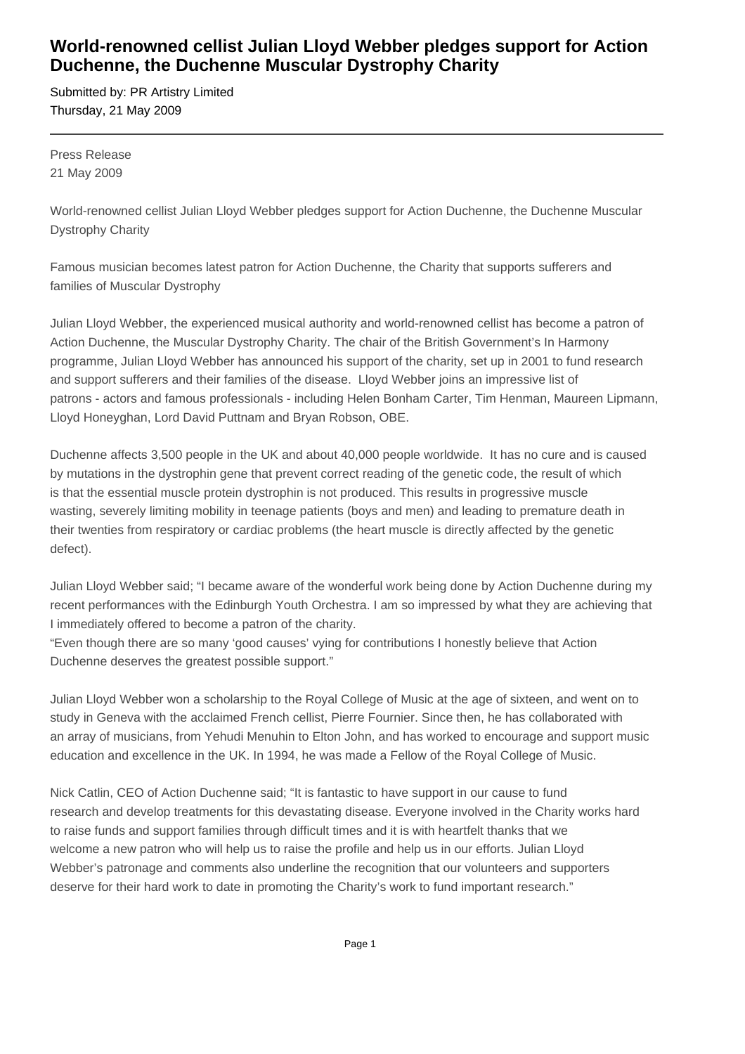# World-renowned cellist Julian Lloyd Webber pledges support for Action Duchenne, the Duchenne Muscular Dystrophy Charity

Submitted by: PR Artistry Limited
Thursday, 21 May 2009

---

Press Release
21 May 2009

World-renowned cellist Julian Lloyd Webber pledges support for Action Duchenne, the Duchenne Muscular Dystrophy Charity

Famous musician becomes latest patron for Action Duchenne, the Charity that supports sufferers and families of Muscular Dystrophy

Julian Lloyd Webber, the experienced musical authority and world-renowned cellist has become a patron of Action Duchenne, the Muscular Dystrophy Charity. The chair of the British Government's In Harmony programme, Julian Lloyd Webber has announced his support of the charity, set up in 2001 to fund research and support sufferers and their families of the disease. Lloyd Webber joins an impressive list of patrons - actors and famous professionals - including Helen Bonham Carter, Tim Henman, Maureen Lipmann, Lloyd Honeyghan, Lord David Puttnam and Bryan Robson, OBE.

Duchenne affects 3,500 people in the UK and about 40,000 people worldwide. It has no cure and is caused by mutations in the dystrophin gene that prevent correct reading of the genetic code, the result of which is that the essential muscle protein dystrophin is not produced. This results in progressive muscle wasting, severely limiting mobility in teenage patients (boys and men) and leading to premature death in their twenties from respiratory or cardiac problems (the heart muscle is directly affected by the genetic defect).

Julian Lloyd Webber said; "I became aware of the wonderful work being done by Action Duchenne during my recent performances with the Edinburgh Youth Orchestra. I am so impressed by what they are achieving that I immediately offered to become a patron of the charity.
"Even though there are so many 'good causes' vying for contributions I honestly believe that Action Duchenne deserves the greatest possible support."

Julian Lloyd Webber won a scholarship to the Royal College of Music at the age of sixteen, and went on to study in Geneva with the acclaimed French cellist, Pierre Fournier. Since then, he has collaborated with an array of musicians, from Yehudi Menuhin to Elton John, and has worked to encourage and support music education and excellence in the UK. In 1994, he was made a Fellow of the Royal College of Music.

Nick Catlin, CEO of Action Duchenne said; "It is fantastic to have support in our cause to fund research and develop treatments for this devastating disease. Everyone involved in the Charity works hard to raise funds and support families through difficult times and it is with heartfelt thanks that we welcome a new patron who will help us to raise the profile and help us in our efforts. Julian Lloyd Webber's patronage and comments also underline the recognition that our volunteers and supporters deserve for their hard work to date in promoting the Charity's work to fund important research."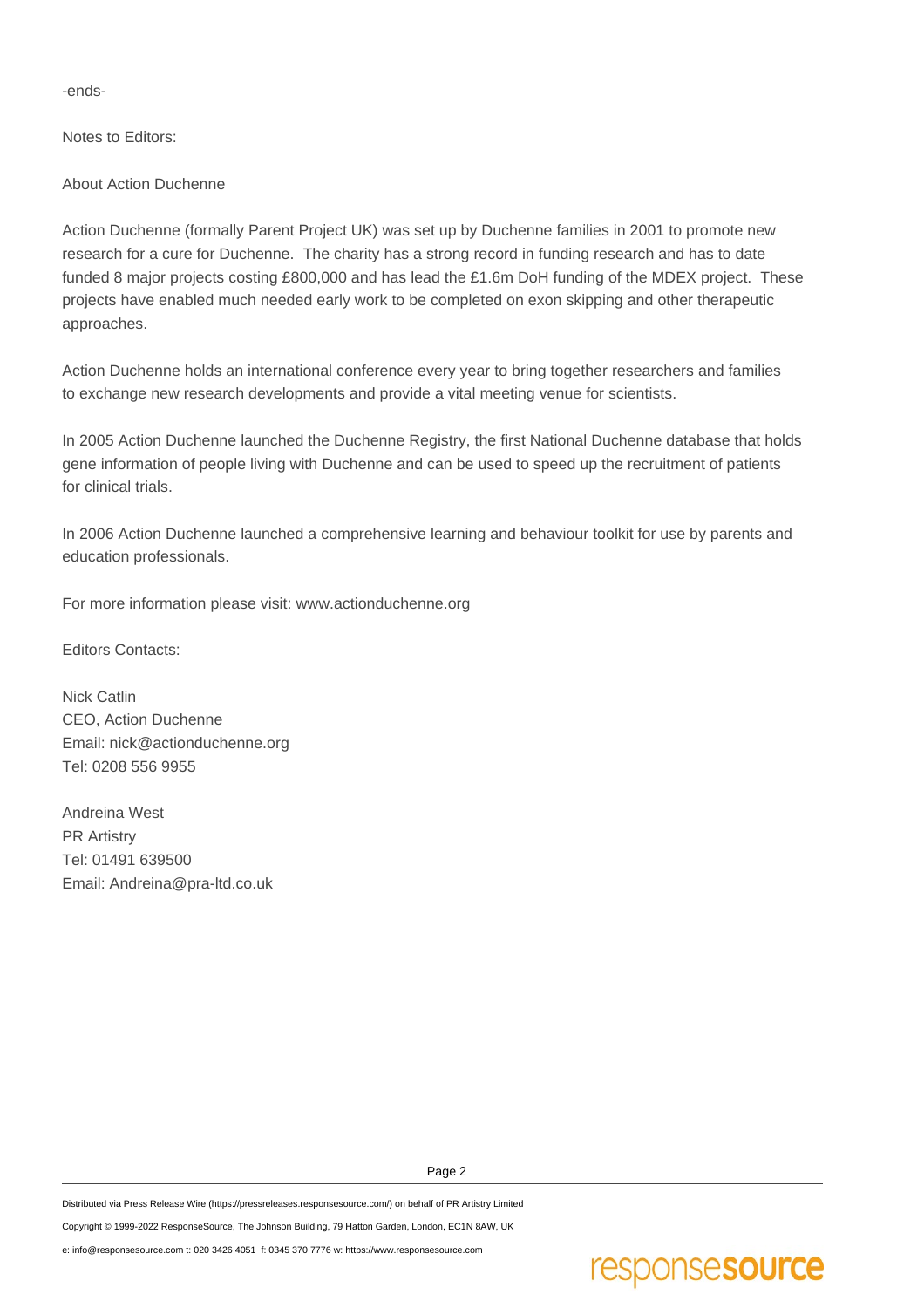-ends-

Notes to Editors:

About Action Duchenne

Action Duchenne (formally Parent Project UK) was set up by Duchenne families in 2001 to promote new research for a cure for Duchenne. The charity has a strong record in funding research and has to date funded 8 major projects costing £800,000 and has lead the £1.6m DoH funding of the MDEX project. These projects have enabled much needed early work to be completed on exon skipping and other therapeutic approaches.

Action Duchenne holds an international conference every year to bring together researchers and families to exchange new research developments and provide a vital meeting venue for scientists.

In 2005 Action Duchenne launched the Duchenne Registry, the first National Duchenne database that holds gene information of people living with Duchenne and can be used to speed up the recruitment of patients for clinical trials.

In 2006 Action Duchenne launched a comprehensive learning and behaviour toolkit for use by parents and education professionals.

For more information please visit: www.actionduchenne.org

Editors Contacts:

Nick Catlin
CEO, Action Duchenne
Email: nick@actionduchenne.org
Tel: 0208 556 9955

Andreina West
PR Artistry
Tel: 01491 639500
Email: Andreina@pra-ltd.co.uk